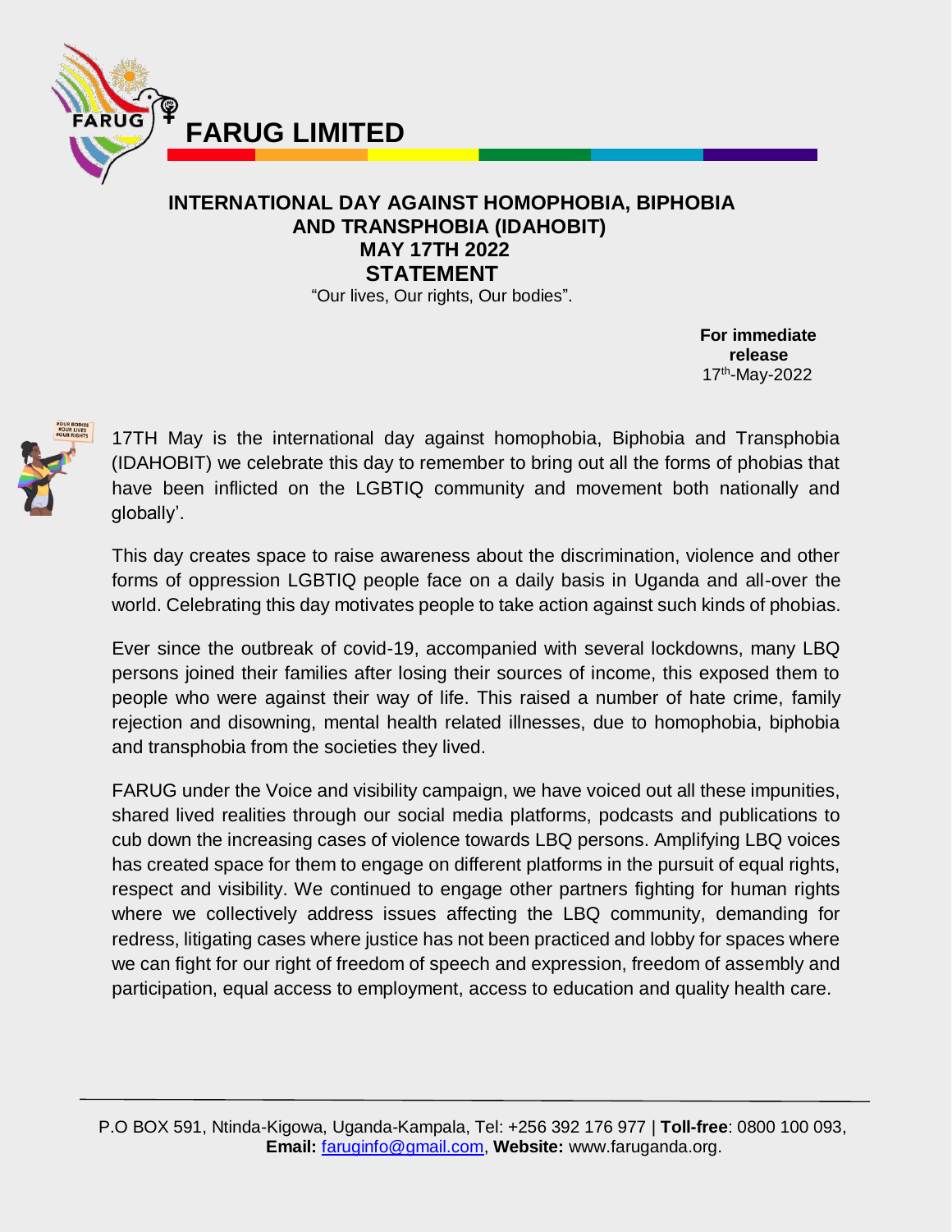# FARUG LIMITED

## INTERNATIONAL DAY AGAINST HOMOPHOBIA, BIPHOBIA AND TRANSPHOBIA (IDAHOBIT) MAY 17TH 2022 STATEMENT

"Our lives, Our rights, Our bodies".

**For immediate release**
17th-May-2022

17TH May is the international day against homophobia, Biphobia and Transphobia (IDAHOBIT) we celebrate this day to remember to bring out all the forms of phobias that have been inflicted on the LGBTIQ community and movement both nationally and globally'.

This day creates space to raise awareness about the discrimination, violence and other forms of oppression LGBTIQ people face on a daily basis in Uganda and all-over the world. Celebrating this day motivates people to take action against such kinds of phobias.

Ever since the outbreak of covid-19, accompanied with several lockdowns, many LBQ persons joined their families after losing their sources of income, this exposed them to people who were against their way of life. This raised a number of hate crime, family rejection and disowning, mental health related illnesses, due to homophobia, biphobia and transphobia from the societies they lived.

FARUG under the Voice and visibility campaign, we have voiced out all these impunities, shared lived realities through our social media platforms, podcasts and publications to cub down the increasing cases of violence towards LBQ persons. Amplifying LBQ voices has created space for them to engage on different platforms in the pursuit of equal rights, respect and visibility. We continued to engage other partners fighting for human rights where we collectively address issues affecting the LBQ community, demanding for redress, litigating cases where justice has not been practiced and lobby for spaces where we can fight for our right of freedom of speech and expression, freedom of assembly and participation, equal access to employment, access to education and quality health care.

P.O BOX 591, Ntinda-Kigowa, Uganda-Kampala, Tel: +256 392 176 977 | **Toll-free**: 0800 100 093, **Email:** faruginfo@gmail.com, **Website:** www.faruganda.org.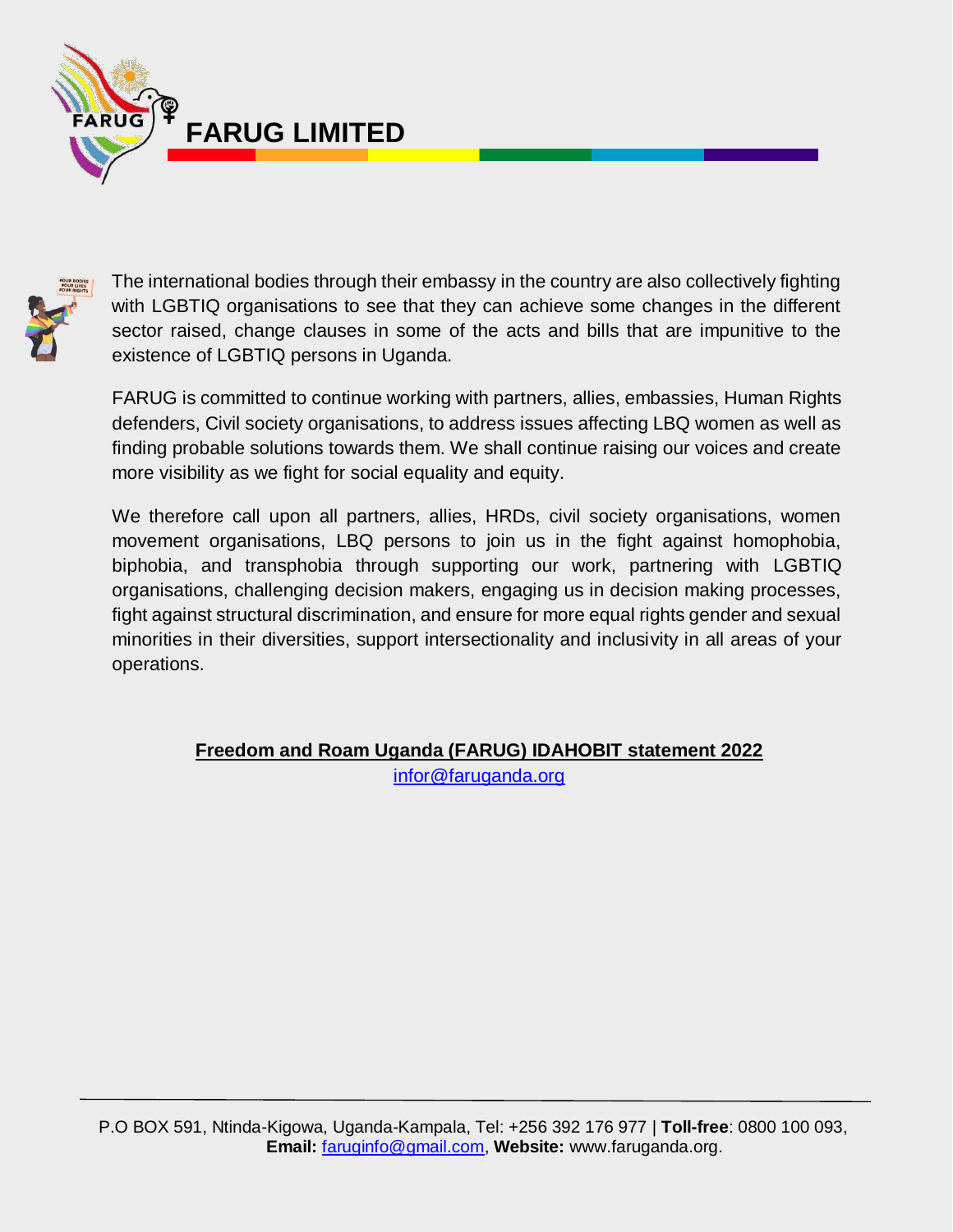# FARUG LIMITED

The international bodies through their embassy in the country are also collectively fighting with LGBTIQ organisations to see that they can achieve some changes in the different sector raised, change clauses in some of the acts and bills that are impunitive to the existence of LGBTIQ persons in Uganda.

FARUG is committed to continue working with partners, allies, embassies, Human Rights defenders, Civil society organisations, to address issues affecting LBQ women as well as finding probable solutions towards them. We shall continue raising our voices and create more visibility as we fight for social equality and equity.

We therefore call upon all partners, allies, HRDs, civil society organisations, women movement organisations, LBQ persons to join us in the fight against homophobia, biphobia, and transphobia through supporting our work, partnering with LGBTIQ organisations, challenging decision makers, engaging us in decision making processes, fight against structural discrimination, and ensure for more equal rights gender and sexual minorities in their diversities, support intersectionality and inclusivity in all areas of your operations.

**Freedom and Roam Uganda (FARUG) IDAHOBIT statement 2022**
infor@faruganda.org

P.O BOX 591, Ntinda-Kigowa, Uganda-Kampala, Tel: +256 392 176 977 | **Toll-free**: 0800 100 093, **Email:** faruginfo@gmail.com, **Website:** www.faruganda.org.